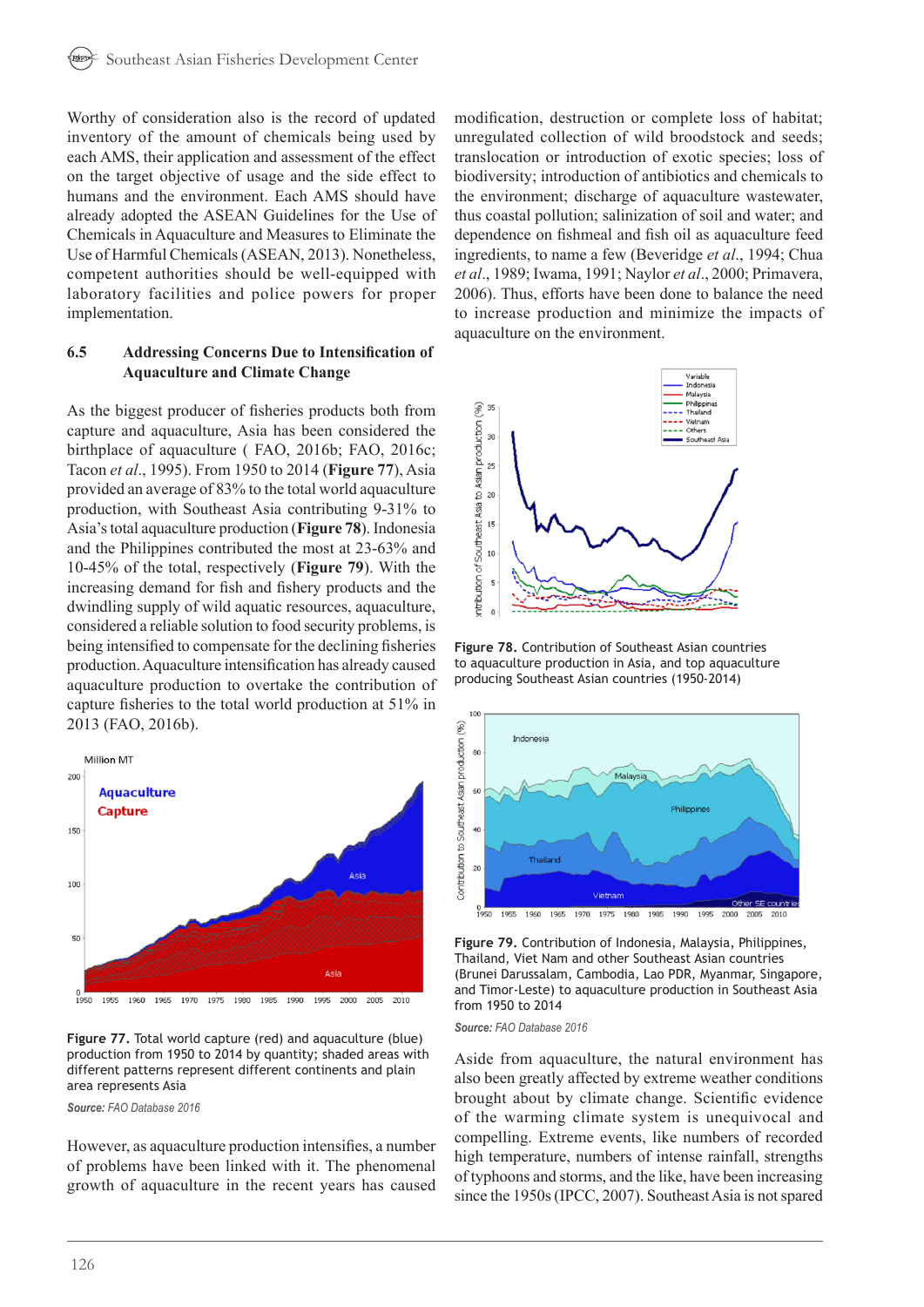Worthy of consideration also is the record of updated inventory of the amount of chemicals being used by each AMS, their application and assessment of the effect on the target objective of usage and the side effect to humans and the environment. Each AMS should have already adopted the ASEAN Guidelines for the Use of Chemicals in Aquaculture and Measures to Eliminate the Use of Harmful Chemicals (ASEAN, 2013). Nonetheless, competent authorities should be well-equipped with laboratory facilities and police powers for proper implementation.

### 6.5 Addressing Concerns Due to Intensification of Aquaculture and Climate Change

As the biggest producer of fisheries products both from capture and aquaculture, Asia has been considered the birthplace of aquaculture ( FAO, 2016b; FAO, 2016c; Tacon *et al*., 1995). From 1950 to 2014 (**Figure 77**), Asia provided an average of 83% to the total world aquaculture production, with Southeast Asia contributing 9-31% to Asia's total aquaculture production (**Figure 78**). Indonesia and the Philippines contributed the most at 23-63% and 10-45% of the total, respectively (**Figure 79**). With the increasing demand for fish and fishery products and the dwindling supply of wild aquatic resources, aquaculture, considered a reliable solution to food security problems, is being intensified to compensate for the declining fisheries production. Aquaculture intensification has already caused aquaculture production to overtake the contribution of capture fisheries to the total world production at 51% in 2013 (FAO, 2016b).

**Figure 77.** Total world capture (red) and aquaculture (blue) production from 1950 to 2014 by quantity; shaded areas with different patterns represent different continents and plain area represents Asia

*Source: FAO Database 2016*

However, as aquaculture production intensifies, a number of problems have been linked with it. The phenomenal growth of aquaculture in the recent years has caused modification, destruction or complete loss of habitat; unregulated collection of wild broodstock and seeds; translocation or introduction of exotic species; loss of biodiversity; introduction of antibiotics and chemicals to the environment; discharge of aquaculture wastewater, thus coastal pollution; salinization of soil and water; and dependence on fishmeal and fish oil as aquaculture feed ingredients, to name a few (Beveridge *et al*., 1994; Chua *et al*., 1989; Iwama, 1991; Naylor *et al*., 2000; Primavera, 2006). Thus, efforts have been done to balance the need to increase production and minimize the impacts of aquaculture on the environment.

**Figure 78.** Contribution of Southeast Asian countries to aquaculture production in Asia, and top aquaculture producing Southeast Asian countries (1950-2014)

**Figure 79.** Contribution of Indonesia, Malaysia, Philippines, Thailand, Viet Nam and other Southeast Asian countries (Brunei Darussalam, Cambodia, Lao PDR, Myanmar, Singapore, and Timor-Leste) to aquaculture production in Southeast Asia from 1950 to 2014

*Source: FAO Database 2016*

Aside from aquaculture, the natural environment has also been greatly affected by extreme weather conditions brought about by climate change. Scientific evidence of the warming climate system is unequivocal and compelling. Extreme events, like numbers of recorded high temperature, numbers of intense rainfall, strengths of typhoons and storms, and the like, have been increasing since the 1950s (IPCC, 2007). Southeast Asia is not spared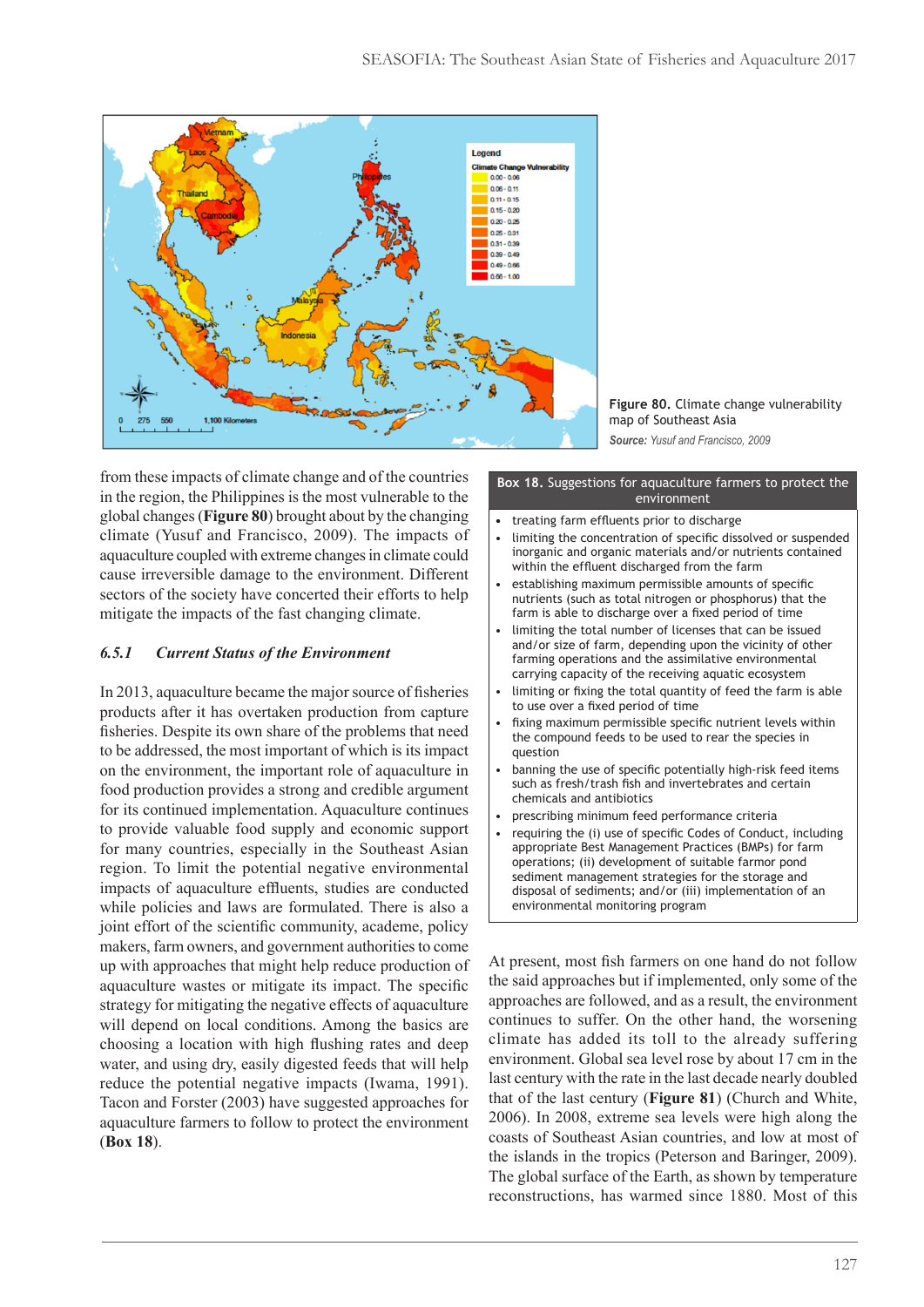Figure 80. Climate change vulnerability map of Southeast Asia

*Source: Yusuf and Francisco, 2009*

from these impacts of climate change and of the countries in the region, the Philippines is the most vulnerable to the global changes (**Figure 80**) brought about by the changing climate (Yusuf and Francisco, 2009). The impacts of aquaculture coupled with extreme changes in climate could cause irreversible damage to the environment. Different sectors of the society have concerted their efforts to help mitigate the impacts of the fast changing climate.

### *6.5.1 Current Status of the Environment*

In 2013, aquaculture became the major source of fisheries products after it has overtaken production from capture fisheries. Despite its own share of the problems that need to be addressed, the most important of which is its impact on the environment, the important role of aquaculture in food production provides a strong and credible argument for its continued implementation. Aquaculture continues to provide valuable food supply and economic support for many countries, especially in the Southeast Asian region. To limit the potential negative environmental impacts of aquaculture effluents, studies are conducted while policies and laws are formulated. There is also a joint effort of the scientific community, academe, policy makers, farm owners, and government authorities to come up with approaches that might help reduce production of aquaculture wastes or mitigate its impact. The specific strategy for mitigating the negative effects of aquaculture will depend on local conditions. Among the basics are choosing a location with high flushing rates and deep water, and using dry, easily digested feeds that will help reduce the potential negative impacts (Iwama, 1991). Tacon and Forster (2003) have suggested approaches for aquaculture farmers to follow to protect the environment (**Box 18**).

**Box 18. Suggestions for aquaculture farmers to protect the environment**

- treating farm effluents prior to discharge
- limiting the concentration of specific dissolved or suspended inorganic and organic materials and/or nutrients contained within the effluent discharged from the farm
- establishing maximum permissible amounts of specific nutrients (such as total nitrogen or phosphorus) that the farm is able to discharge over a fixed period of time
- limiting the total number of licenses that can be issued and/or size of farm, depending upon the vicinity of other farming operations and the assimilative environmental carrying capacity of the receiving aquatic ecosystem
- limiting or fixing the total quantity of feed the farm is able to use over a fixed period of time
- fixing maximum permissible specific nutrient levels within the compound feeds to be used to rear the species in question
- banning the use of specific potentially high-risk feed items such as fresh/trash fish and invertebrates and certain chemicals and antibiotics
- prescribing minimum feed performance criteria
- requiring the (i) use of specific Codes of Conduct, including appropriate Best Management Practices (BMPs) for farm operations; (ii) development of suitable farmor pond sediment management strategies for the storage and disposal of sediments; and/or (iii) implementation of an environmental monitoring program

At present, most fish farmers on one hand do not follow the said approaches but if implemented, only some of the approaches are followed, and as a result, the environment continues to suffer. On the other hand, the worsening climate has added its toll to the already suffering environment. Global sea level rose by about 17 cm in the last century with the rate in the last decade nearly doubled that of the last century (**Figure 81**) (Church and White, 2006). In 2008, extreme sea levels were high along the coasts of Southeast Asian countries, and low at most of the islands in the tropics (Peterson and Baringer, 2009). The global surface of the Earth, as shown by temperature reconstructions, has warmed since 1880. Most of this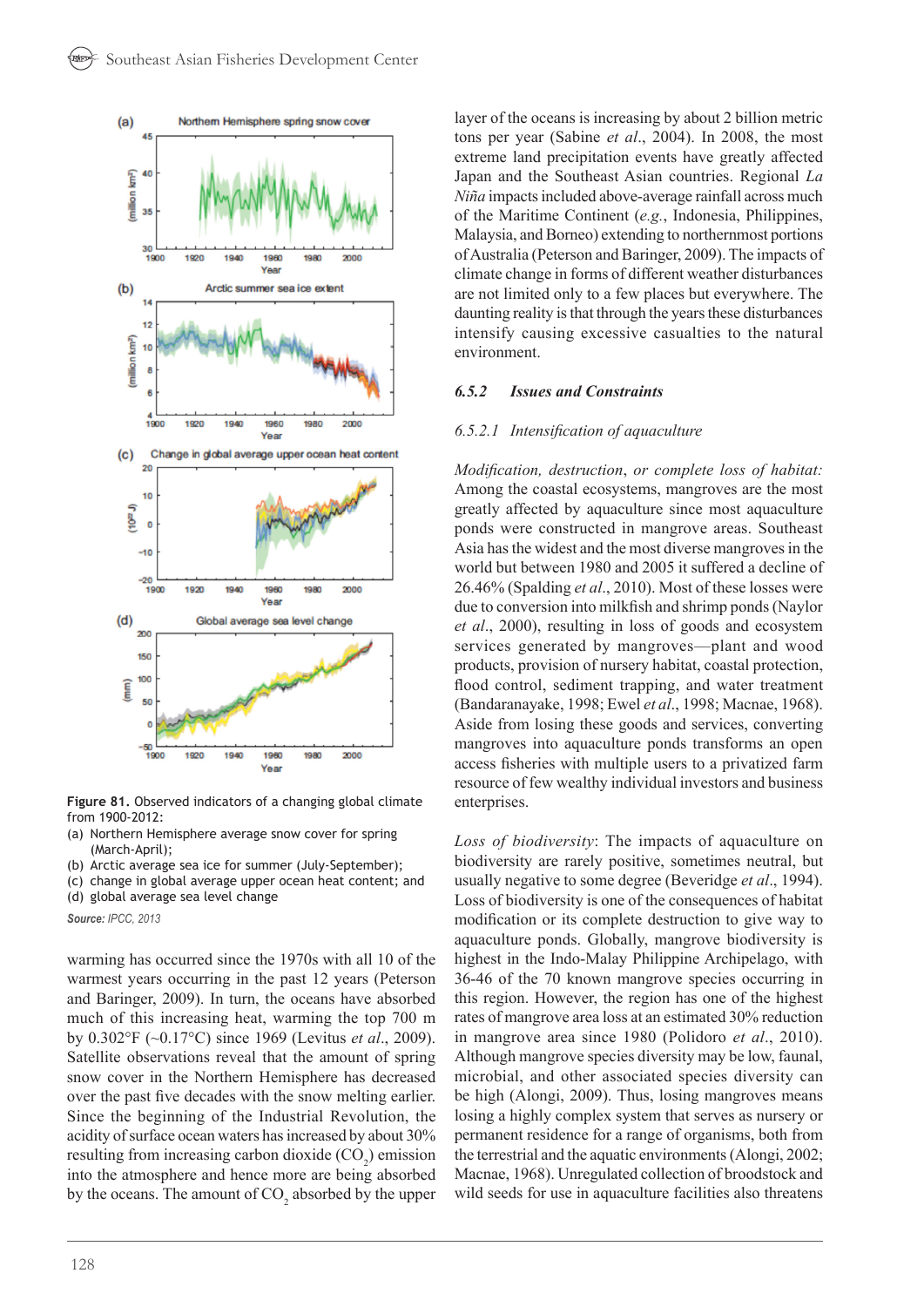**Figure 81.** Observed indicators of a changing global climate from 1900-2012:
(a) Northern Hemisphere average snow cover for spring (March-April);
(b) Arctic average sea ice for summer (July-September);
(c) change in global average upper ocean heat content; and
(d) global average sea level change

*Source: IPCC, 2013*

warming has occurred since the 1970s with all 10 of the warmest years occurring in the past 12 years (Peterson and Baringer, 2009). In turn, the oceans have absorbed much of this increasing heat, warming the top 700 m by 0.302°F (~0.17°C) since 1969 (Levitus *et al*., 2009). Satellite observations reveal that the amount of spring snow cover in the Northern Hemisphere has decreased over the past five decades with the snow melting earlier. Since the beginning of the Industrial Revolution, the acidity of surface ocean waters has increased by about 30% resulting from increasing carbon dioxide ($CO_2$) emission into the atmosphere and hence more are being absorbed by the oceans. The amount of $CO_2$ absorbed by the upper layer of the oceans is increasing by about 2 billion metric tons per year (Sabine *et al*., 2004). In 2008, the most extreme land precipitation events have greatly affected Japan and the Southeast Asian countries. Regional *La Niña* impacts included above-average rainfall across much of the Maritime Continent (*e.g.*, Indonesia, Philippines, Malaysia, and Borneo) extending to northernmost portions of Australia (Peterson and Baringer, 2009). The impacts of climate change in forms of different weather disturbances are not limited only to a few places but everywhere. The daunting reality is that through the years these disturbances intensify causing excessive casualties to the natural environment.

### *6.5.2 Issues and Constraints*

#### *6.5.2.1 Intensification of aquaculture*

*Modification, destruction, or complete loss of habitat:* Among the coastal ecosystems, mangroves are the most greatly affected by aquaculture since most aquaculture ponds were constructed in mangrove areas. Southeast Asia has the widest and the most diverse mangroves in the world but between 1980 and 2005 it suffered a decline of 26.46% (Spalding *et al*., 2010). Most of these losses were due to conversion into milkfish and shrimp ponds (Naylor *et al*., 2000), resulting in loss of goods and ecosystem services generated by mangroves—plant and wood products, provision of nursery habitat, coastal protection, flood control, sediment trapping, and water treatment (Bandaranayake, 1998; Ewel *et al*., 1998; Macnae, 1968). Aside from losing these goods and services, converting mangroves into aquaculture ponds transforms an open access fisheries with multiple users to a privatized farm resource of few wealthy individual investors and business enterprises.

*Loss of biodiversity*: The impacts of aquaculture on biodiversity are rarely positive, sometimes neutral, but usually negative to some degree (Beveridge *et al*., 1994). Loss of biodiversity is one of the consequences of habitat modification or its complete destruction to give way to aquaculture ponds. Globally, mangrove biodiversity is highest in the Indo-Malay Philippine Archipelago, with 36-46 of the 70 known mangrove species occurring in this region. However, the region has one of the highest rates of mangrove area loss at an estimated 30% reduction in mangrove area since 1980 (Polidoro *et al*., 2010). Although mangrove species diversity may be low, faunal, microbial, and other associated species diversity can be high (Alongi, 2009). Thus, losing mangroves means losing a highly complex system that serves as nursery or permanent residence for a range of organisms, both from the terrestrial and the aquatic environments (Alongi, 2002; Macnae, 1968). Unregulated collection of broodstock and wild seeds for use in aquaculture facilities also threatens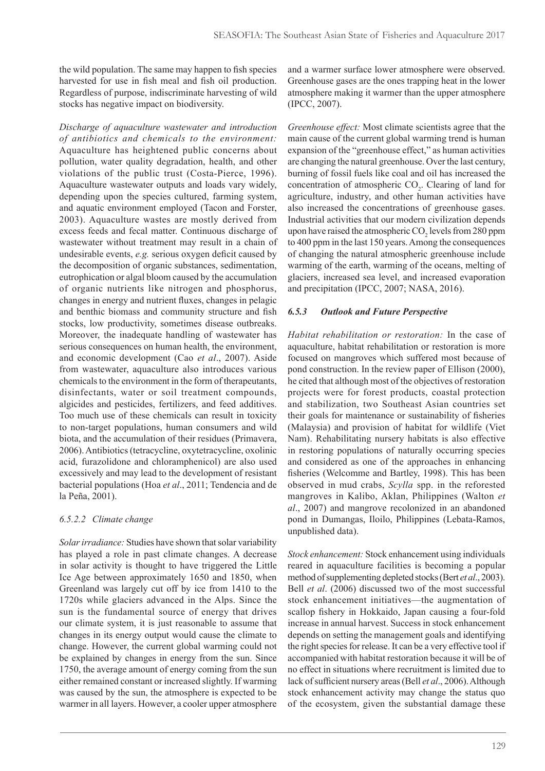the wild population. The same may happen to fish species harvested for use in fish meal and fish oil production. Regardless of purpose, indiscriminate harvesting of wild stocks has negative impact on biodiversity.

*Discharge of aquaculture wastewater and introduction of antibiotics and chemicals to the environment:* Aquaculture has heightened public concerns about pollution, water quality degradation, health, and other violations of the public trust (Costa-Pierce, 1996). Aquaculture wastewater outputs and loads vary widely, depending upon the species cultured, farming system, and aquatic environment employed (Tacon and Forster, 2003). Aquaculture wastes are mostly derived from excess feeds and fecal matter. Continuous discharge of wastewater without treatment may result in a chain of undesirable events, *e.g.* serious oxygen deficit caused by the decomposition of organic substances, sedimentation, eutrophication or algal bloom caused by the accumulation of organic nutrients like nitrogen and phosphorus, changes in energy and nutrient fluxes, changes in pelagic and benthic biomass and community structure and fish stocks, low productivity, sometimes disease outbreaks. Moreover, the inadequate handling of wastewater has serious consequences on human health, the environment, and economic development (Cao *et al*., 2007). Aside from wastewater, aquaculture also introduces various chemicals to the environment in the form of therapeutants, disinfectants, water or soil treatment compounds, algicides and pesticides, fertilizers, and feed additives. Too much use of these chemicals can result in toxicity to non-target populations, human consumers and wild biota, and the accumulation of their residues (Primavera, 2006). Antibiotics (tetracycline, oxytetracycline, oxolinic acid, furazolidone and chloramphenicol) are also used excessively and may lead to the development of resistant bacterial populations (Hoa *et al*., 2011; Tendencia and de la Peña, 2001).

#### *6.5.2.2 Climate change*

*Solar irradiance:* Studies have shown that solar variability has played a role in past climate changes. A decrease in solar activity is thought to have triggered the Little Ice Age between approximately 1650 and 1850, when Greenland was largely cut off by ice from 1410 to the 1720s while glaciers advanced in the Alps. Since the sun is the fundamental source of energy that drives our climate system, it is just reasonable to assume that changes in its energy output would cause the climate to change. However, the current global warming could not be explained by changes in energy from the sun. Since 1750, the average amount of energy coming from the sun either remained constant or increased slightly. If warming was caused by the sun, the atmosphere is expected to be warmer in all layers. However, a cooler upper atmosphere and a warmer surface lower atmosphere were observed. Greenhouse gases are the ones trapping heat in the lower atmosphere making it warmer than the upper atmosphere (IPCC, 2007).

*Greenhouse effect:* Most climate scientists agree that the main cause of the current global warming trend is human expansion of the "greenhouse effect," as human activities are changing the natural greenhouse. Over the last century, burning of fossil fuels like coal and oil has increased the concentration of atmospheric $CO_2$. Clearing of land for agriculture, industry, and other human activities have also increased the concentrations of greenhouse gases. Industrial activities that our modern civilization depends upon have raised the atmospheric $CO_2$ levels from 280 ppm to 400 ppm in the last 150 years. Among the consequences of changing the natural atmospheric greenhouse include warming of the earth, warming of the oceans, melting of glaciers, increased sea level, and increased evaporation and precipitation (IPCC, 2007; NASA, 2016).

### *6.5.3 Outlook and Future Perspective*

*Habitat rehabilitation or restoration:* In the case of aquaculture, habitat rehabilitation or restoration is more focused on mangroves which suffered most because of pond construction. In the review paper of Ellison (2000), he cited that although most of the objectives of restoration projects were for forest products, coastal protection and stabilization, two Southeast Asian countries set their goals for maintenance or sustainability of fisheries (Malaysia) and provision of habitat for wildlife (Viet Nam). Rehabilitating nursery habitats is also effective in restoring populations of naturally occurring species and considered as one of the approaches in enhancing fisheries (Welcomme and Bartley, 1998). This has been observed in mud crabs, *Scylla* spp. in the reforested mangroves in Kalibo, Aklan, Philippines (Walton *et al*., 2007) and mangrove recolonized in an abandoned pond in Dumangas, Iloilo, Philippines (Lebata-Ramos, unpublished data).

*Stock enhancement:* Stock enhancement using individuals reared in aquaculture facilities is becoming a popular method of supplementing depleted stocks (Bert *et al*., 2003). Bell *et al*. (2006) discussed two of the most successful stock enhancement initiatives—the augmentation of scallop fishery in Hokkaido, Japan causing a four-fold increase in annual harvest. Success in stock enhancement depends on setting the management goals and identifying the right species for release. It can be a very effective tool if accompanied with habitat restoration because it will be of no effect in situations where recruitment is limited due to lack of sufficient nursery areas (Bell *et al*., 2006). Although stock enhancement activity may change the status quo of the ecosystem, given the substantial damage these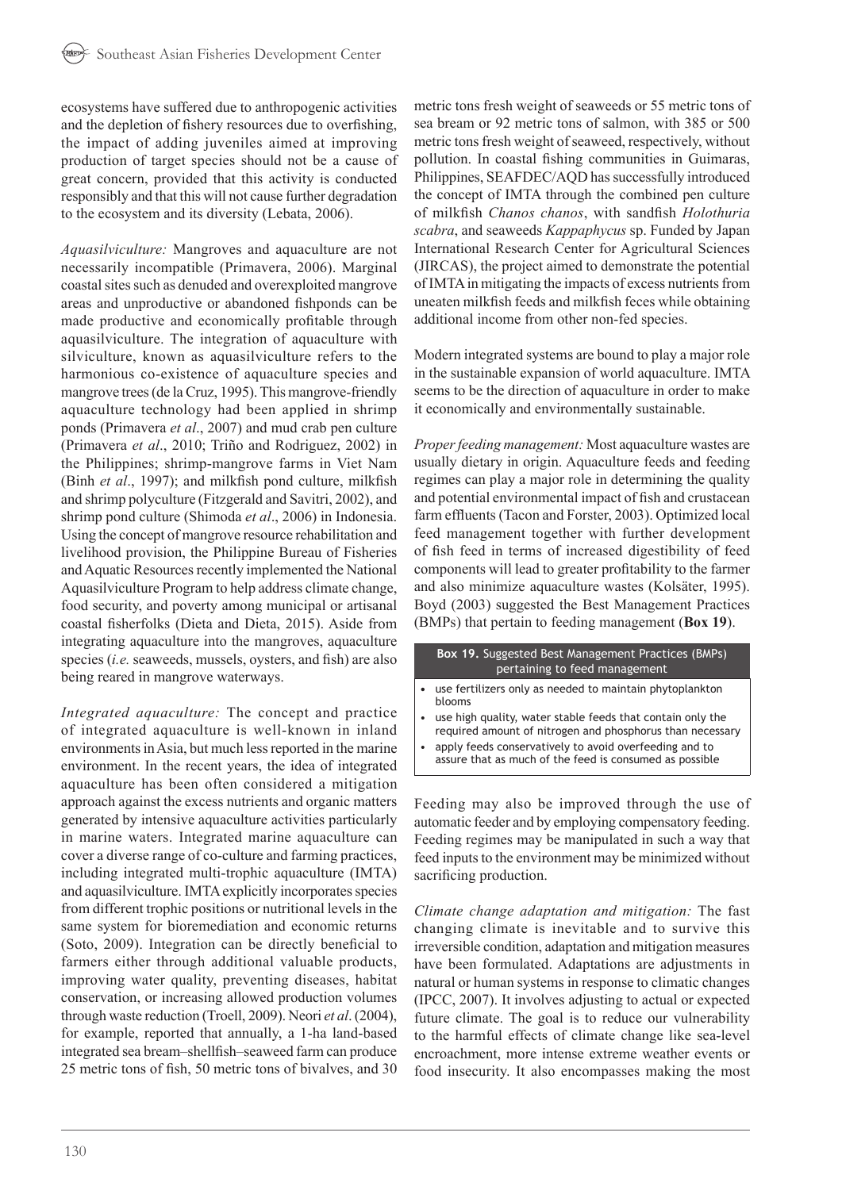ecosystems have suffered due to anthropogenic activities and the depletion of fishery resources due to overfishing, the impact of adding juveniles aimed at improving production of target species should not be a cause of great concern, provided that this activity is conducted responsibly and that this will not cause further degradation to the ecosystem and its diversity (Lebata, 2006).

*Aquasilviculture:* Mangroves and aquaculture are not necessarily incompatible (Primavera, 2006). Marginal coastal sites such as denuded and overexploited mangrove areas and unproductive or abandoned fishponds can be made productive and economically profitable through aquasilviculture. The integration of aquaculture with silviculture, known as aquasilviculture refers to the harmonious co-existence of aquaculture species and mangrove trees (de la Cruz, 1995). This mangrove-friendly aquaculture technology had been applied in shrimp ponds (Primavera *et al*., 2007) and mud crab pen culture (Primavera *et al*., 2010; Triño and Rodriguez, 2002) in the Philippines; shrimp-mangrove farms in Viet Nam (Binh *et al*., 1997); and milkfish pond culture, milkfish and shrimp polyculture (Fitzgerald and Savitri, 2002), and shrimp pond culture (Shimoda *et al*., 2006) in Indonesia. Using the concept of mangrove resource rehabilitation and livelihood provision, the Philippine Bureau of Fisheries and Aquatic Resources recently implemented the National Aquasilviculture Program to help address climate change, food security, and poverty among municipal or artisanal coastal fisherfolks (Dieta and Dieta, 2015). Aside from integrating aquaculture into the mangroves, aquaculture species (*i.e.* seaweeds, mussels, oysters, and fish) are also being reared in mangrove waterways.

*Integrated aquaculture:* The concept and practice of integrated aquaculture is well-known in inland environments in Asia, but much less reported in the marine environment. In the recent years, the idea of integrated aquaculture has been often considered a mitigation approach against the excess nutrients and organic matters generated by intensive aquaculture activities particularly in marine waters. Integrated marine aquaculture can cover a diverse range of co-culture and farming practices, including integrated multi-trophic aquaculture (IMTA) and aquasilviculture. IMTA explicitly incorporates species from different trophic positions or nutritional levels in the same system for bioremediation and economic returns (Soto, 2009). Integration can be directly beneficial to farmers either through additional valuable products, improving water quality, preventing diseases, habitat conservation, or increasing allowed production volumes through waste reduction (Troell, 2009). Neori *et al*. (2004), for example, reported that annually, a 1-ha land-based integrated sea bream–shellfish–seaweed farm can produce 25 metric tons of fish, 50 metric tons of bivalves, and 30 metric tons fresh weight of seaweeds or 55 metric tons of sea bream or 92 metric tons of salmon, with 385 or 500 metric tons fresh weight of seaweed, respectively, without pollution. In coastal fishing communities in Guimaras, Philippines, SEAFDEC/AQD has successfully introduced the concept of IMTA through the combined pen culture of milkfish *Chanos chanos*, with sandfish *Holothuria scabra*, and seaweeds *Kappaphycus* sp. Funded by Japan International Research Center for Agricultural Sciences (JIRCAS), the project aimed to demonstrate the potential of IMTA in mitigating the impacts of excess nutrients from uneaten milkfish feeds and milkfish feces while obtaining additional income from other non-fed species.

Modern integrated systems are bound to play a major role in the sustainable expansion of world aquaculture. IMTA seems to be the direction of aquaculture in order to make it economically and environmentally sustainable.

*Proper feeding management:* Most aquaculture wastes are usually dietary in origin. Aquaculture feeds and feeding regimes can play a major role in determining the quality and potential environmental impact of fish and crustacean farm effluents (Tacon and Forster, 2003). Optimized local feed management together with further development of fish feed in terms of increased digestibility of feed components will lead to greater profitability to the farmer and also minimize aquaculture wastes (Kolsäter, 1995). Boyd (2003) suggested the Best Management Practices (BMPs) that pertain to feeding management (**Box 19**).

**Box 19.** Suggested Best Management Practices (BMPs) pertaining to feed management

- use fertilizers only as needed to maintain phytoplankton blooms
- use high quality, water stable feeds that contain only the required amount of nitrogen and phosphorus than necessary
- apply feeds conservatively to avoid overfeeding and to assure that as much of the feed is consumed as possible

Feeding may also be improved through the use of automatic feeder and by employing compensatory feeding. Feeding regimes may be manipulated in such a way that feed inputs to the environment may be minimized without sacrificing production.

*Climate change adaptation and mitigation:* The fast changing climate is inevitable and to survive this irreversible condition, adaptation and mitigation measures have been formulated. Adaptations are adjustments in natural or human systems in response to climatic changes (IPCC, 2007). It involves adjusting to actual or expected future climate. The goal is to reduce our vulnerability to the harmful effects of climate change like sea-level encroachment, more intense extreme weather events or food insecurity. It also encompasses making the most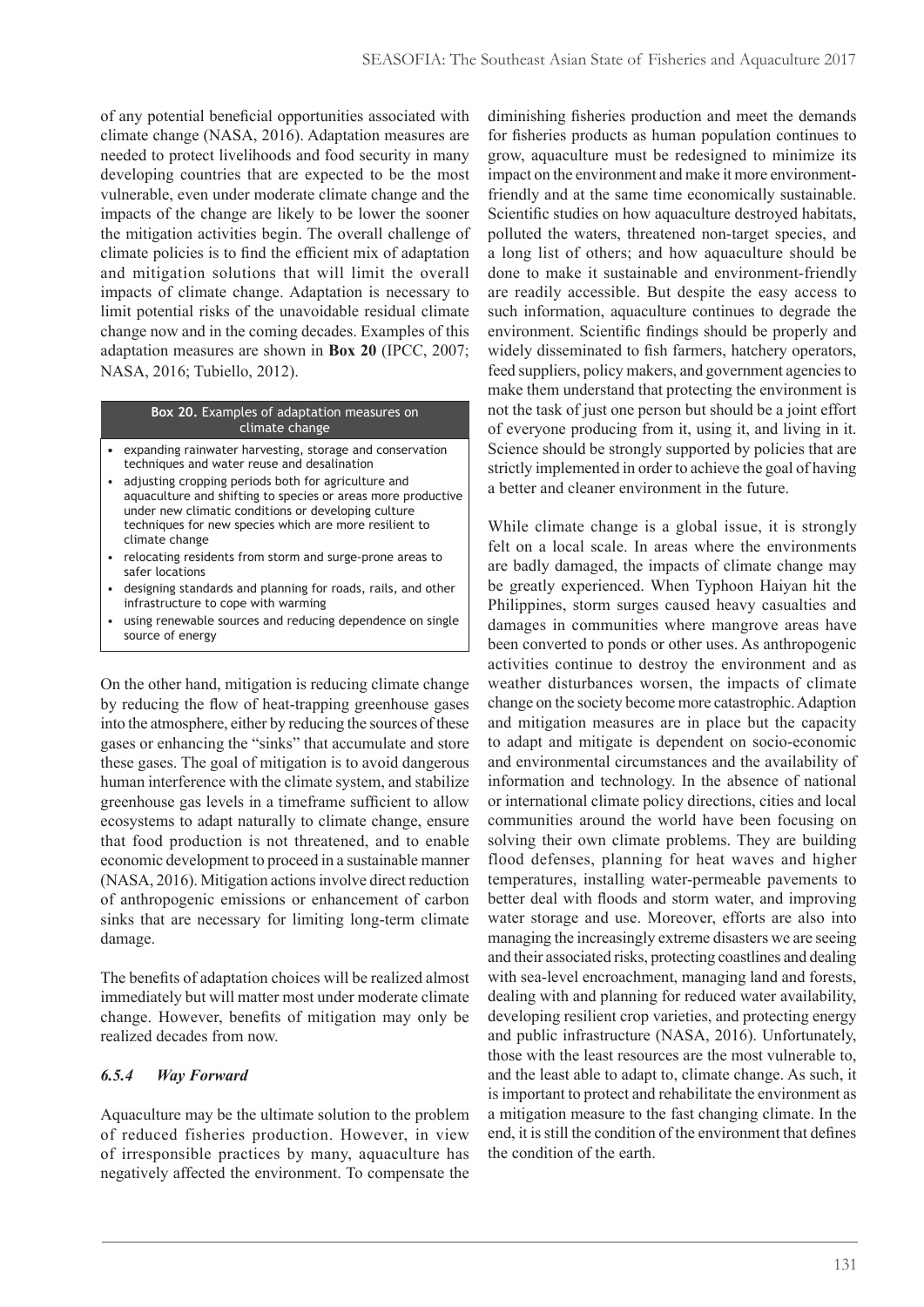of any potential beneficial opportunities associated with climate change (NASA, 2016). Adaptation measures are needed to protect livelihoods and food security in many developing countries that are expected to be the most vulnerable, even under moderate climate change and the impacts of the change are likely to be lower the sooner the mitigation activities begin. The overall challenge of climate policies is to find the efficient mix of adaptation and mitigation solutions that will limit the overall impacts of climate change. Adaptation is necessary to limit potential risks of the unavoidable residual climate change now and in the coming decades. Examples of this adaptation measures are shown in **Box 20** (IPCC, 2007; NASA, 2016; Tubiello, 2012).

**Box 20.** Examples of adaptation measures on climate change

- expanding rainwater harvesting, storage and conservation techniques and water reuse and desalination
- adjusting cropping periods both for agriculture and aquaculture and shifting to species or areas more productive under new climatic conditions or developing culture techniques for new species which are more resilient to climate change
- relocating residents from storm and surge-prone areas to safer locations
- designing standards and planning for roads, rails, and other infrastructure to cope with warming
- using renewable sources and reducing dependence on single source of energy

On the other hand, mitigation is reducing climate change by reducing the flow of heat-trapping greenhouse gases into the atmosphere, either by reducing the sources of these gases or enhancing the "sinks" that accumulate and store these gases. The goal of mitigation is to avoid dangerous human interference with the climate system, and stabilize greenhouse gas levels in a timeframe sufficient to allow ecosystems to adapt naturally to climate change, ensure that food production is not threatened, and to enable economic development to proceed in a sustainable manner (NASA, 2016). Mitigation actions involve direct reduction of anthropogenic emissions or enhancement of carbon sinks that are necessary for limiting long-term climate damage.

The benefits of adaptation choices will be realized almost immediately but will matter most under moderate climate change. However, benefits of mitigation may only be realized decades from now.

### *6.5.4 Way Forward*

Aquaculture may be the ultimate solution to the problem of reduced fisheries production. However, in view of irresponsible practices by many, aquaculture has negatively affected the environment. To compensate the diminishing fisheries production and meet the demands for fisheries products as human population continues to grow, aquaculture must be redesigned to minimize its impact on the environment and make it more environment-friendly and at the same time economically sustainable. Scientific studies on how aquaculture destroyed habitats, polluted the waters, threatened non-target species, and a long list of others; and how aquaculture should be done to make it sustainable and environment-friendly are readily accessible. But despite the easy access to such information, aquaculture continues to degrade the environment. Scientific findings should be properly and widely disseminated to fish farmers, hatchery operators, feed suppliers, policy makers, and government agencies to make them understand that protecting the environment is not the task of just one person but should be a joint effort of everyone producing from it, using it, and living in it. Science should be strongly supported by policies that are strictly implemented in order to achieve the goal of having a better and cleaner environment in the future.

While climate change is a global issue, it is strongly felt on a local scale. In areas where the environments are badly damaged, the impacts of climate change may be greatly experienced. When Typhoon Haiyan hit the Philippines, storm surges caused heavy casualties and damages in communities where mangrove areas have been converted to ponds or other uses. As anthropogenic activities continue to destroy the environment and as weather disturbances worsen, the impacts of climate change on the society become more catastrophic. Adaption and mitigation measures are in place but the capacity to adapt and mitigate is dependent on socio-economic and environmental circumstances and the availability of information and technology. In the absence of national or international climate policy directions, cities and local communities around the world have been focusing on solving their own climate problems. They are building flood defenses, planning for heat waves and higher temperatures, installing water-permeable pavements to better deal with floods and storm water, and improving water storage and use. Moreover, efforts are also into managing the increasingly extreme disasters we are seeing and their associated risks, protecting coastlines and dealing with sea-level encroachment, managing land and forests, dealing with and planning for reduced water availability, developing resilient crop varieties, and protecting energy and public infrastructure (NASA, 2016). Unfortunately, those with the least resources are the most vulnerable to, and the least able to adapt to, climate change. As such, it is important to protect and rehabilitate the environment as a mitigation measure to the fast changing climate. In the end, it is still the condition of the environment that defines the condition of the earth.